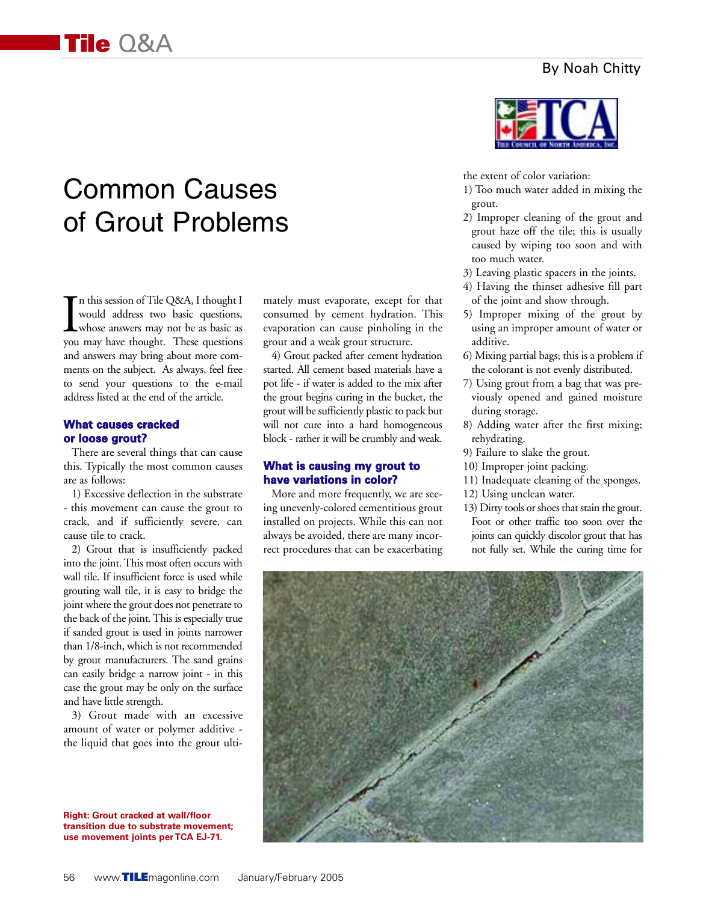# Tile Q&A

By Noah Chitty

## Common Causes of Grout Problems

In this session of Tile Q&A, I thought I would address two basic questions, whose answers may not be as basic as you may have thought. These questions and answers may bring about more comments on the subject. As always, feel free to send your questions to the e-mail address listed at the end of the article.

### What causes cracked or loose grout?

There are several things that can cause this. Typically the most common causes are as follows:

1) Excessive deflection in the substrate - this movement can cause the grout to crack, and if sufficiently severe, can cause tile to crack.

2) Grout that is insufficiently packed into the joint. This most often occurs with wall tile. If insufficient force is used while grouting wall tile, it is easy to bridge the joint where the grout does not penetrate to the back of the joint. This is especially true if sanded grout is used in joints narrower than 1/8-inch, which is not recommended by grout manufacturers. The sand grains can easily bridge a narrow joint - in this case the grout may be only on the surface and have little strength.

3) Grout made with an excessive amount of water or polymer additive - the liquid that goes into the grout ultimately must evaporate, except for that consumed by cement hydration. This evaporation can cause pinholing in the grout and a weak grout structure.

4) Grout packed after cement hydration started. All cement based materials have a pot life - if water is added to the mix after the grout begins curing in the bucket, the grout will be sufficiently plastic to pack but will not cure into a hard homogeneous block - rather it will be crumbly and weak.

### What is causing my grout to have variations in color?

More and more frequently, we are seeing unevenly-colored cementitious grout installed on projects. While this can not always be avoided, there are many incorrect procedures that can be exacerbating the extent of color variation:

1) Too much water added in mixing the grout.
2) Improper cleaning of the grout and grout haze off the tile; this is usually caused by wiping too soon and with too much water.
3) Leaving plastic spacers in the joints.
4) Having the thinset adhesive fill part of the joint and show through.
5) Improper mixing of the grout by using an improper amount of water or additive.
6) Mixing partial bags; this is a problem if the colorant is not evenly distributed.
7) Using grout from a bag that was previously opened and gained moisture during storage.
8) Adding water after the first mixing; rehydrating.
9) Failure to slake the grout.
10) Improper joint packing.
11) Inadequate cleaning of the sponges.
12) Using unclean water.
13) Dirty tools or shoes that stain the grout. Foot or other traffic too soon over the joints can quickly discolor grout that has not fully set. While the curing time for

**Right: Grout cracked at wall/floor transition due to substrate movement; use movement joints per TCA EJ-71.**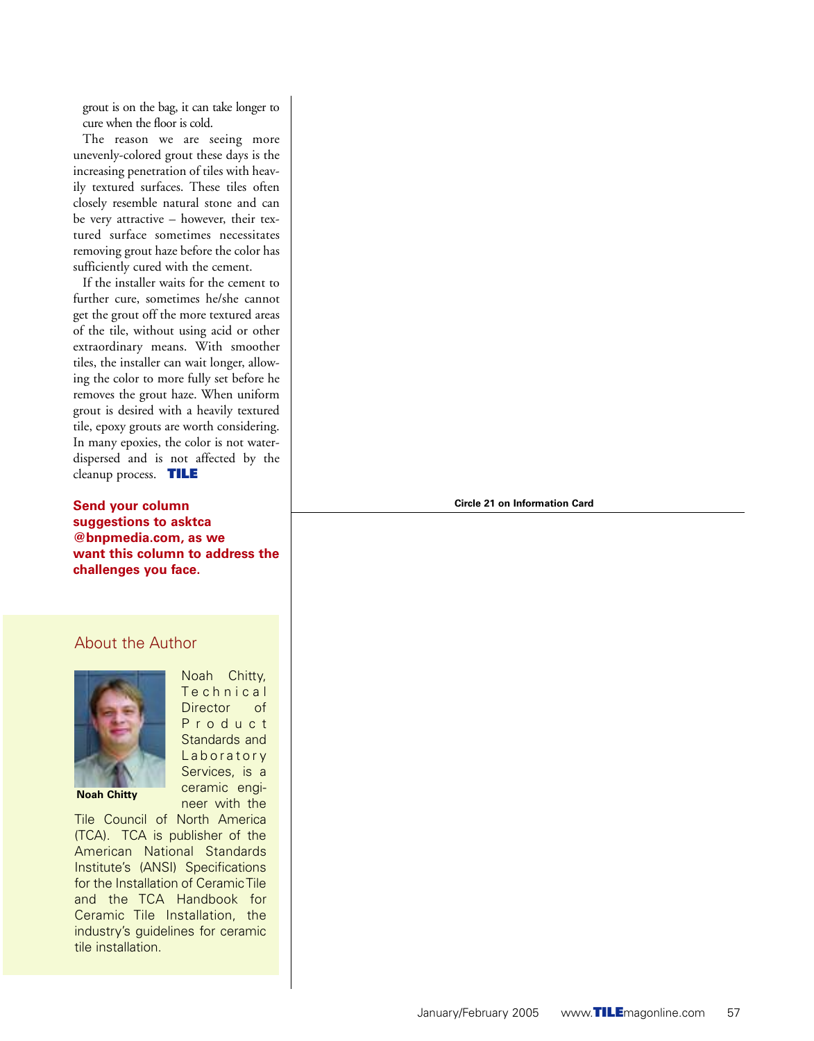grout is on the bag, it can take longer to cure when the floor is cold.

The reason we are seeing more unevenly-colored grout these days is the increasing penetration of tiles with heavily textured surfaces. These tiles often closely resemble natural stone and can be very attractive – however, their textured surface sometimes necessitates removing grout haze before the color has sufficiently cured with the cement.

If the installer waits for the cement to further cure, sometimes he/she cannot get the grout off the more textured areas of the tile, without using acid or other extraordinary means. With smoother tiles, the installer can wait longer, allowing the color to more fully set before he removes the grout haze. When uniform grout is desired with a heavily textured tile, epoxy grouts are worth considering. In many epoxies, the color is not water-dispersed and is not affected by the cleanup process. **TILE**

**Send your column suggestions to asktca@bnpmedia.com, as we want this column to address the challenges you face.**

## About the Author

**Noah Chitty**

Noah Chitty, Technical Director of Product Standards and Laboratory Services, is a ceramic engineer with the Tile Council of North America (TCA). TCA is publisher of the American National Standards Institute's (ANSI) Specifications for the Installation of Ceramic Tile and the TCA Handbook for Ceramic Tile Installation, the industry's guidelines for ceramic tile installation.

Circle 21 on Information Card